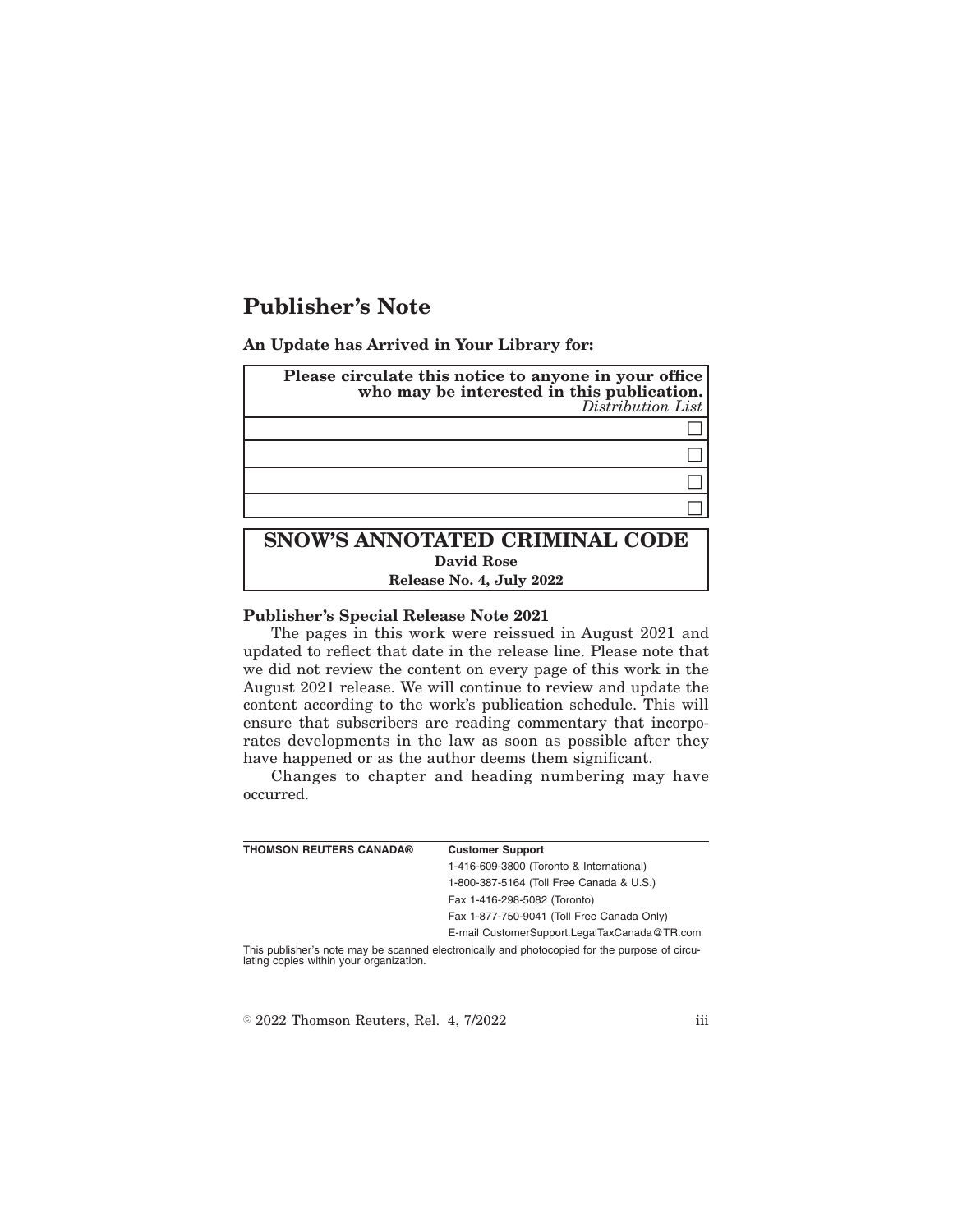# Publisher's Note

**An Update has Arrived in Your Library for:**

| **Please circulate this notice to anyone in your office who may be interested in this publication.** *Distribution List* |
| --- |
| ☐ |
| ☐ |
| ☐ |
| ☐ |

## SNOW'S ANNOTATED CRIMINAL CODE

**David Rose**

**Release No. 4, July 2022**

**Publisher's Special Release Note 2021**

The pages in this work were reissued in August 2021 and updated to reflect that date in the release line. Please note that we did not review the content on every page of this work in the August 2021 release. We will continue to review and update the content according to the work's publication schedule. This will ensure that subscribers are reading commentary that incorporates developments in the law as soon as possible after they have happened or as the author deems them significant.

Changes to chapter and heading numbering may have occurred.

| **THOMSON REUTERS CANADA®** | **Customer Support** |
| --- | --- |
| | 1-416-609-3800 (Toronto & International) |
| | 1-800-387-5164 (Toll Free Canada & U.S.) |
| | Fax 1-416-298-5082 (Toronto) |
| | Fax 1-877-750-9041 (Toll Free Canada Only) |
| | E-mail CustomerSupport.LegalTaxCanada@TR.com |

This publisher's note may be scanned electronically and photocopied for the purpose of circulating copies within your organization.

© 2022 Thomson Reuters, Rel. 4, 7/2022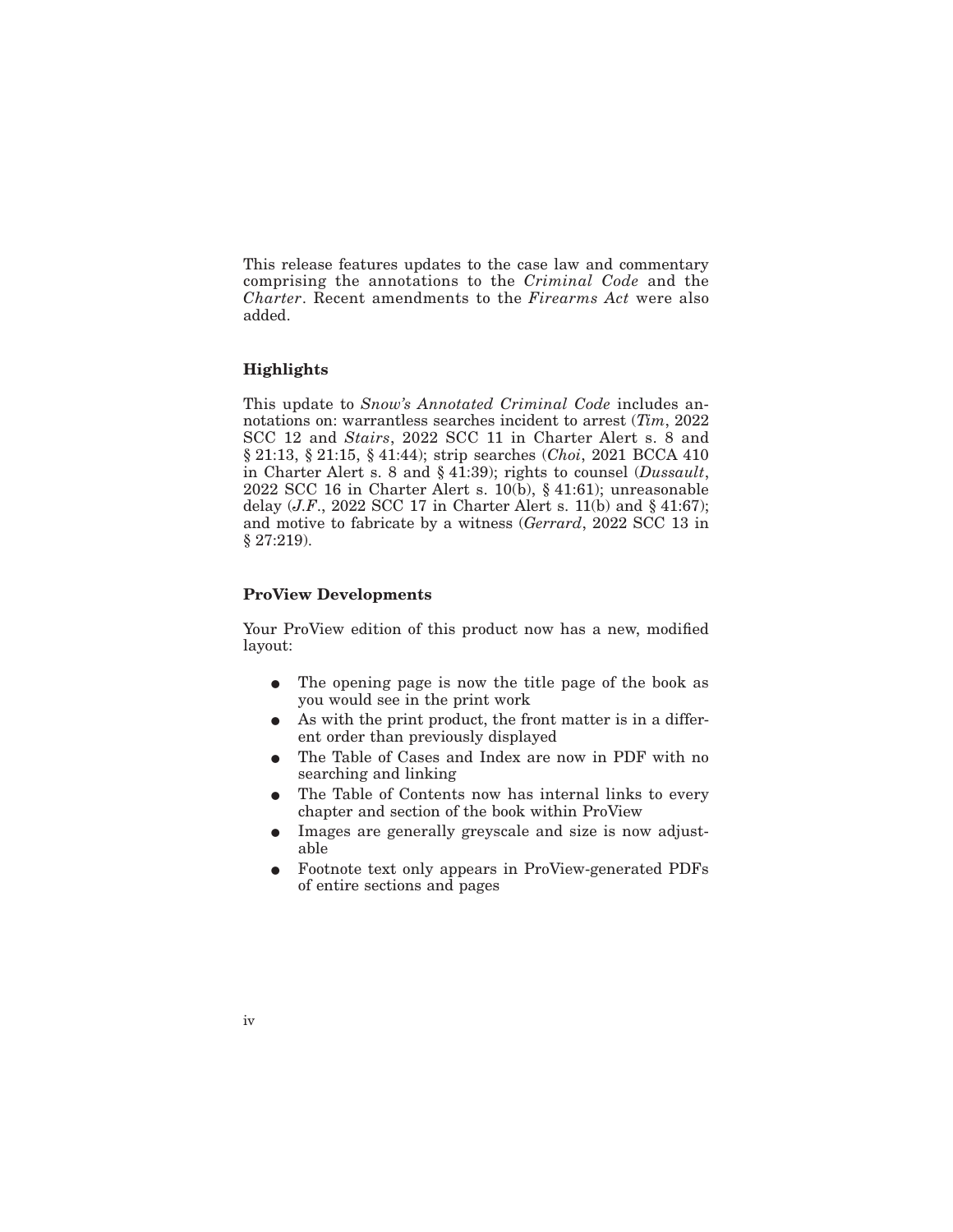This release features updates to the case law and commentary comprising the annotations to the *Criminal Code* and the *Charter*. Recent amendments to the *Firearms Act* were also added.

## Highlights

This update to *Snow's Annotated Criminal Code* includes annotations on: warrantless searches incident to arrest (*Tim*, 2022 SCC 12 and *Stairs*, 2022 SCC 11 in Charter Alert s. 8 and § 21:13, § 21:15, § 41:44); strip searches (*Choi*, 2021 BCCA 410 in Charter Alert s. 8 and § 41:39); rights to counsel (*Dussault*, 2022 SCC 16 in Charter Alert s. 10(b), § 41:61); unreasonable delay (*J.F.*, 2022 SCC 17 in Charter Alert s. 11(b) and § 41:67); and motive to fabricate by a witness (*Gerrard*, 2022 SCC 13 in § 27:219).

## ProView Developments

Your ProView edition of this product now has a new, modified layout:

- The opening page is now the title page of the book as you would see in the print work
- As with the print product, the front matter is in a different order than previously displayed
- The Table of Cases and Index are now in PDF with no searching and linking
- The Table of Contents now has internal links to every chapter and section of the book within ProView
- Images are generally greyscale and size is now adjustable
- Footnote text only appears in ProView-generated PDFs of entire sections and pages